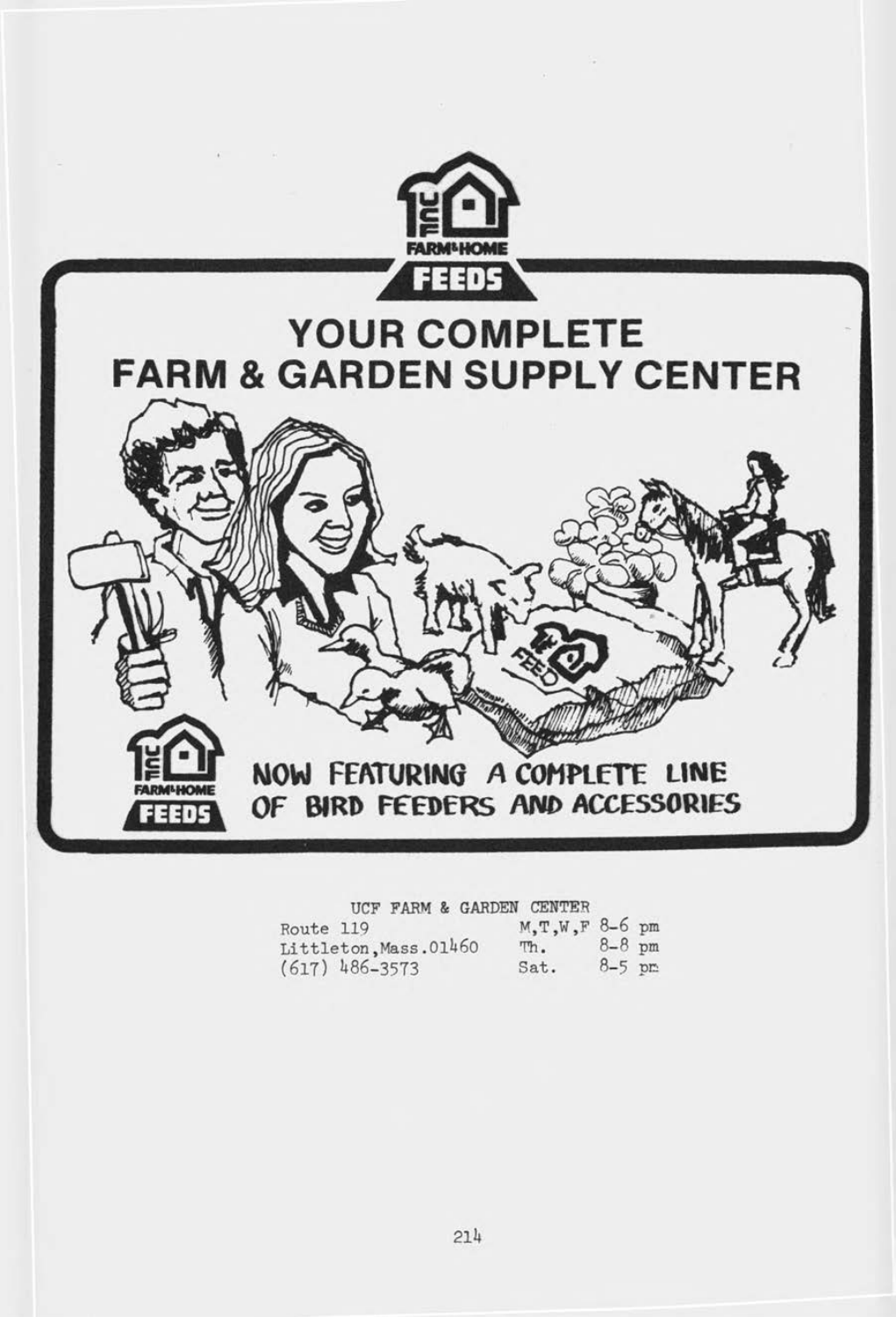UCF FARM&HOME FEEDS

# YOUR COMPLETE FARM & GARDEN SUPPLY CENTER

UCF FARM&HOME FEEDS

NOW FEATURING A COMPLETE LINE OF BIRD FEEDERS AND ACCESSORIES

UCF FARM & GARDEN CENTER

| | | |
|---|---|---|
| Route 119 | M,T,W,F | 8-6 pm |
| Littleton,Mass.01460 | Th. | 8-8 pm |
| (617) 486-3573 | Sat. | 8-5 pm |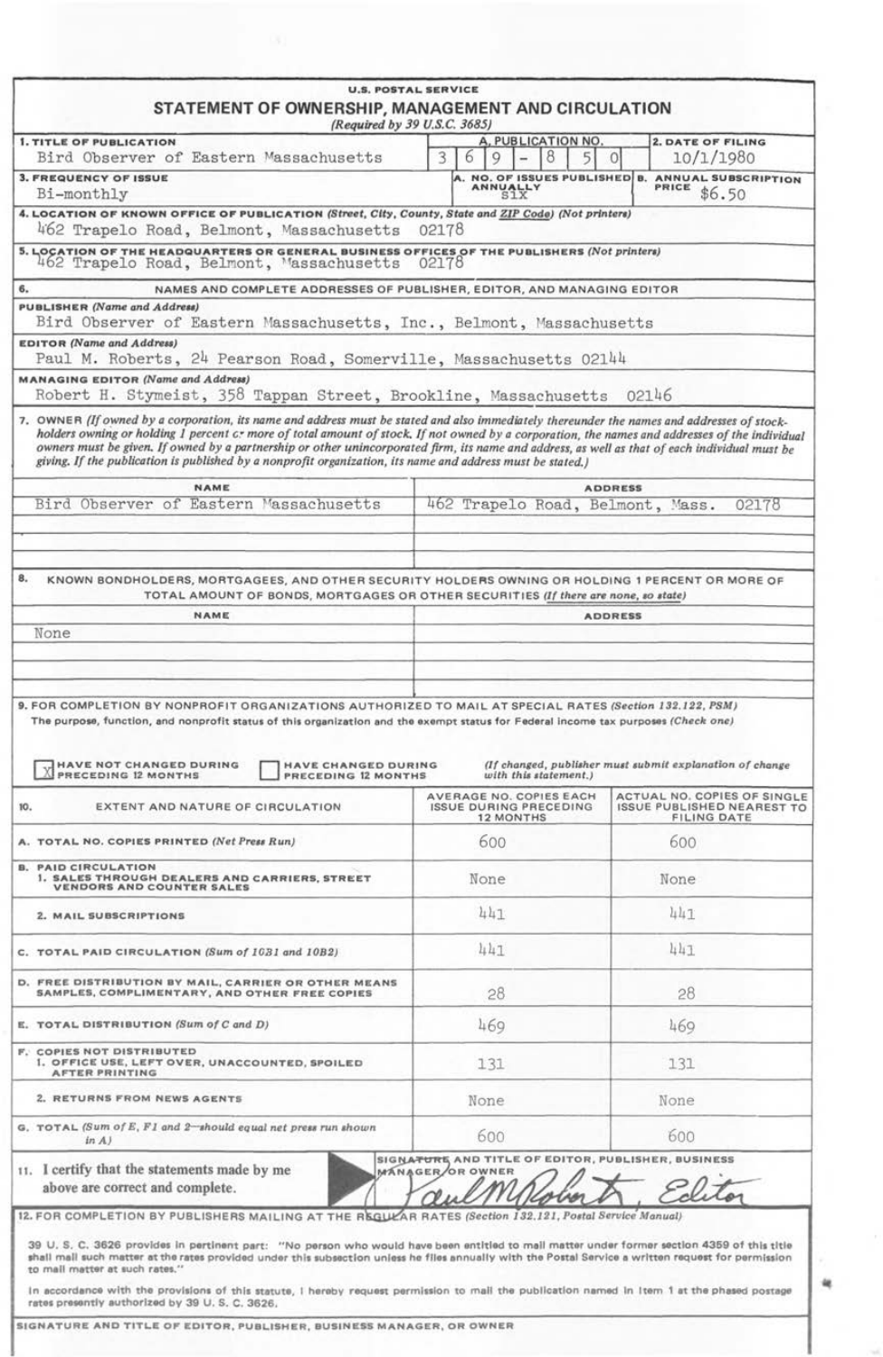U.S. POSTAL SERVICE

# STATEMENT OF OWNERSHIP, MANAGEMENT AND CIRCULATION

*(Required by 39 U.S.C. 3685)*

| 1. TITLE OF PUBLICATION | A. PUBLICATION NO. | 2. DATE OF FILING |
|---|---|---|
| Bird Observer of Eastern Massachusetts | 3 6 9 - 8 5 0 | 10/1/1980 |

| 3. FREQUENCY OF ISSUE | A. NO. OF ISSUES PUBLISHED ANNUALLY | B. ANNUAL SUBSCRIPTION PRICE |
|---|---|---|
| Bi-monthly | six | $6.50 |

**4. LOCATION OF KNOWN OFFICE OF PUBLICATION** *(Street, City, County, State and ZIP Code) (Not printers)*

462 Trapelo Road, Belmont, Massachusetts 02178

**5. LOCATION OF THE HEADQUARTERS OR GENERAL BUSINESS OFFICES OF THE PUBLISHERS** *(Not printers)*

462 Trapelo Road, Belmont, Massachusetts 02178

**6. NAMES AND COMPLETE ADDRESSES OF PUBLISHER, EDITOR, AND MANAGING EDITOR**

**PUBLISHER** *(Name and Address)*

Bird Observer of Eastern Massachusetts, Inc., Belmont, Massachusetts

**EDITOR** *(Name and Address)*

Paul M. Roberts, 24 Pearson Road, Somerville, Massachusetts 02144

**MANAGING EDITOR** *(Name and Address)*

Robert H. Stymeist, 358 Tappan Street, Brookline, Massachusetts 02146

**7. OWNER** *(If owned by a corporation, its name and address must be stated and also immediately thereunder the names and addresses of stockholders owning or holding 1 percent or more of total amount of stock. If not owned by a corporation, the names and addresses of the individual owners must be given. If owned by a partnership or other unincorporated firm, its name and address, as well as that of each individual must be giving. If the publication is published by a nonprofit organization, its name and address must be stated.)*

| NAME | ADDRESS |
|---|---|
| Bird Observer of Eastern Massachusetts | 462 Trapelo Road, Belmont, Mass. 02178 |

**8. KNOWN BONDHOLDERS, MORTGAGEES, AND OTHER SECURITY HOLDERS OWNING OR HOLDING 1 PERCENT OR MORE OF TOTAL AMOUNT OF BONDS, MORTGAGES OR OTHER SECURITIES** *(If there are none, so state)*

| NAME | ADDRESS |
|---|---|
| None | |

**9. FOR COMPLETION BY NONPROFIT ORGANIZATIONS AUTHORIZED TO MAIL AT SPECIAL RATES** *(Section 132.122, PSM)*

The purpose, function, and nonprofit status of this organization and the exempt status for Federal income tax purposes (Check one)

[X] HAVE NOT CHANGED DURING PRECEDING 12 MONTHS [ ] HAVE CHANGED DURING PRECEDING 12 MONTHS *(If changed, publisher must submit explanation of change with this statement.)*

| 10. EXTENT AND NATURE OF CIRCULATION | AVERAGE NO. COPIES EACH ISSUE DURING PRECEDING 12 MONTHS | ACTUAL NO. COPIES OF SINGLE ISSUE PUBLISHED NEAREST TO FILING DATE |
|---|---|---|
| A. TOTAL NO. COPIES PRINTED *(Net Press Run)* | 600 | 600 |
| B. PAID CIRCULATION 1. SALES THROUGH DEALERS AND CARRIERS, STREET VENDORS AND COUNTER SALES | None | None |
| 2. MAIL SUBSCRIPTIONS | 441 | 441 |
| C. TOTAL PAID CIRCULATION *(Sum of 10B1 and 10B2)* | 441 | 441 |
| D. FREE DISTRIBUTION BY MAIL, CARRIER OR OTHER MEANS SAMPLES, COMPLIMENTARY, AND OTHER FREE COPIES | 28 | 28 |
| E. TOTAL DISTRIBUTION *(Sum of C and D)* | 469 | 469 |
| F. COPIES NOT DISTRIBUTED 1. OFFICE USE, LEFT OVER, UNACCOUNTED, SPOILED AFTER PRINTING | 131 | 131 |
| 2. RETURNS FROM NEWS AGENTS | None | None |
| G. TOTAL *(Sum of E, F1 and 2—should equal net press run shown in A)* | 600 | 600 |

**11.** I certify that the statements made by me above are correct and complete.

SIGNATURE AND TITLE OF EDITOR, PUBLISHER, BUSINESS MANAGER, OR OWNER: Paul M. Roberts, Editor

**12. FOR COMPLETION BY PUBLISHERS MAILING AT THE REGULAR RATES** *(Section 132.121, Postal Service Manual)*

39 U. S. C. 3626 provides in pertinent part: "No person who would have been entitled to mail matter under former section 4359 of this title shall mail such matter at the rates provided under this subsection unless he files annually with the Postal Service a written request for permission to mail matter at such rates."

In accordance with the provisions of this statute, I hereby request permission to mail the publication named in Item 1 at the phased postage rates presently authorized by 39 U. S. C. 3626.

SIGNATURE AND TITLE OF EDITOR, PUBLISHER, BUSINESS MANAGER, OR OWNER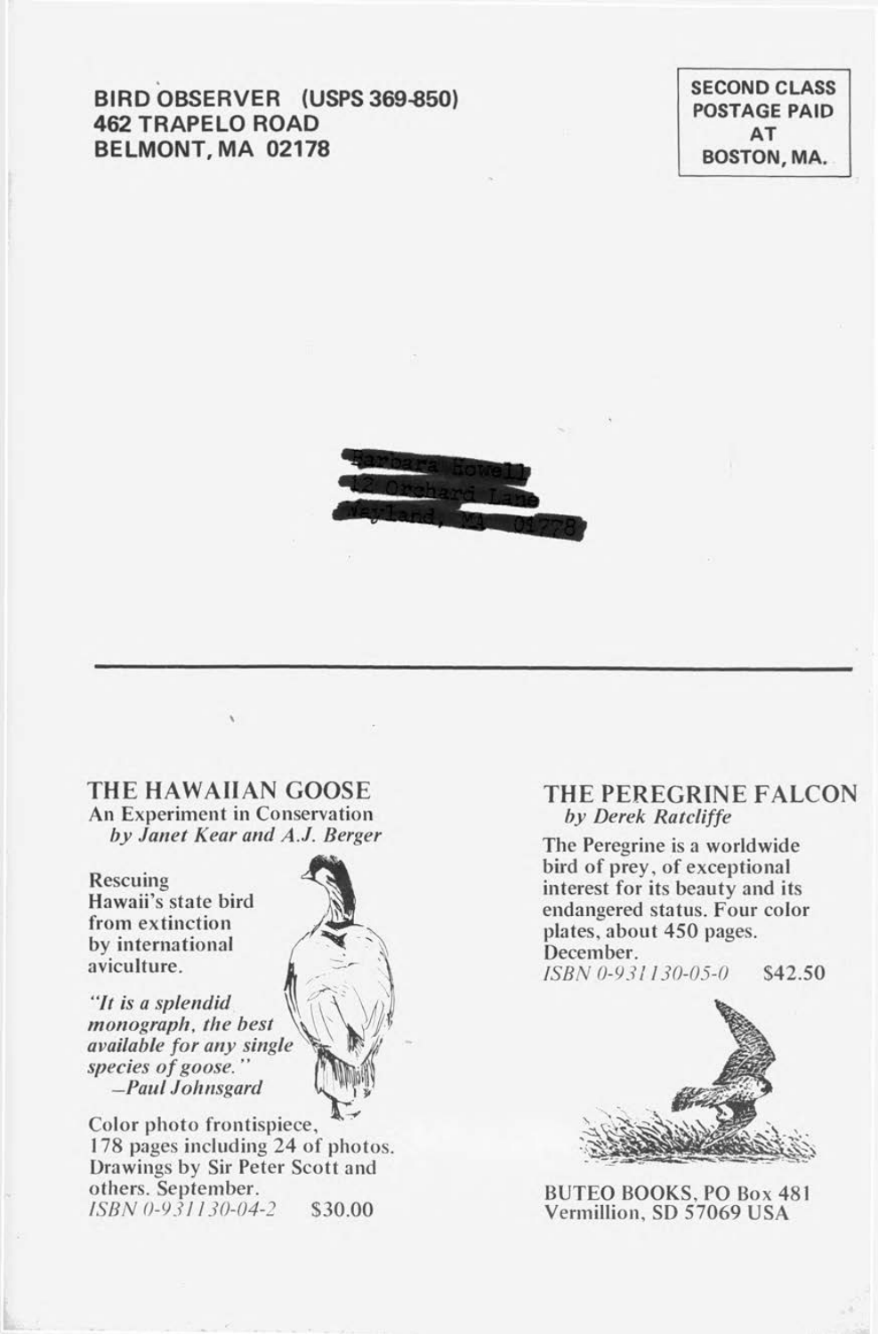**BIRD OBSERVER (USPS 369-850)**
**462 TRAPELO ROAD**
**BELMONT, MA 02178**

**SECOND CLASS**
**POSTAGE PAID**
**AT**
**BOSTON, MA.**

---

## THE HAWAIIAN GOOSE

**An Experiment in Conservation**
***by Janet Kear and A.J. Berger***

Rescuing Hawaii's state bird from extinction by international aviculture.

*"It is a splendid monograph, the best available for any single species of goose."*
*—Paul Johnsgard*

Color photo frontispiece, 178 pages including 24 of photos. Drawings by Sir Peter Scott and others. September.
*ISBN 0-931130-04-2* $30.00

## THE PEREGRINE FALCON

***by Derek Ratcliffe***

The Peregrine is a worldwide bird of prey, of exceptional interest for its beauty and its endangered status. Four color plates, about 450 pages. December.
*ISBN 0-931130-05-0* $42.50

BUTEO BOOKS, PO Box 481
Vermillion, SD 57069 USA